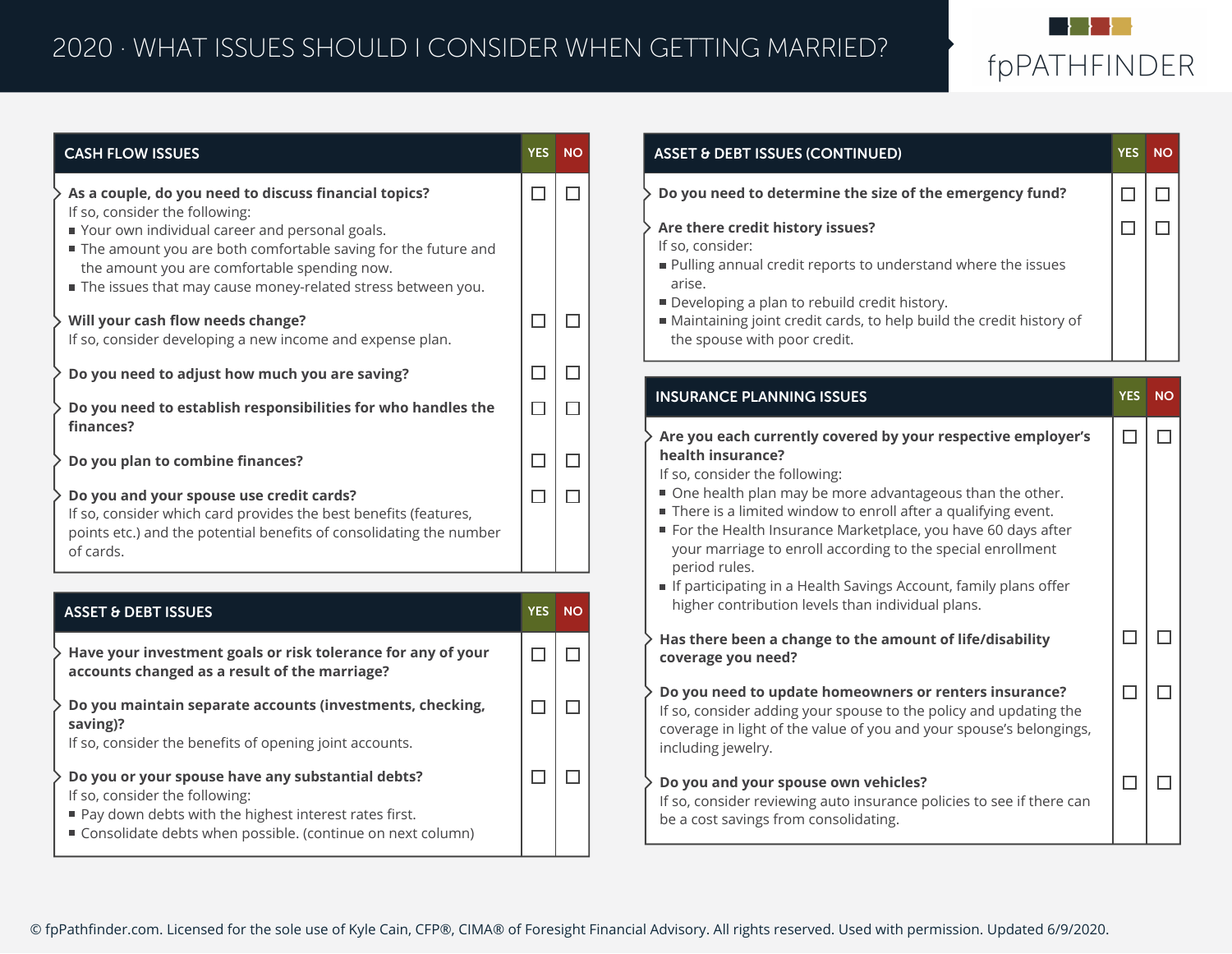# 2020 · WHAT ISSUES SHOULD I CONSIDER WHEN GETTING MARRIED?

fpPATHFINDER

## CASH FLOW ISSUES

| | YES | NO |
|---|---|---|
| **As a couple, do you need to discuss financial topics?** If so, consider the following: <br>▪ Your own individual career and personal goals. <br>▪ The amount you are both comfortable saving for the future and the amount you are comfortable spending now. <br>▪ The issues that may cause money-related stress between you. | ☐ | ☐ |
| **Will your cash flow needs change?** If so, consider developing a new income and expense plan. | ☐ | ☐ |
| **Do you need to adjust how much you are saving?** | ☐ | ☐ |
| **Do you need to establish responsibilities for who handles the finances?** | ☐ | ☐ |
| **Do you plan to combine finances?** | ☐ | ☐ |
| **Do you and your spouse use credit cards?** If so, consider which card provides the best benefits (features, points etc.) and the potential benefits of consolidating the number of cards. | ☐ | ☐ |

## ASSET & DEBT ISSUES

| | YES | NO |
|---|---|---|
| **Have your investment goals or risk tolerance for any of your accounts changed as a result of the marriage?** | ☐ | ☐ |
| **Do you maintain separate accounts (investments, checking, saving)?** If so, consider the benefits of opening joint accounts. | ☐ | ☐ |
| **Do you or your spouse have any substantial debts?** If so, consider the following: <br>▪ Pay down debts with the highest interest rates first. <br>▪ Consolidate debts when possible. (continue on next column) | ☐ | ☐ |

## ASSET & DEBT ISSUES (CONTINUED)

| | YES | NO |
|---|---|---|
| **Do you need to determine the size of the emergency fund?** | ☐ | ☐ |
| **Are there credit history issues?** If so, consider: <br>▪ Pulling annual credit reports to understand where the issues arise. <br>▪ Developing a plan to rebuild credit history. <br>▪ Maintaining joint credit cards, to help build the credit history of the spouse with poor credit. | ☐ | ☐ |

## INSURANCE PLANNING ISSUES

| | YES | NO |
|---|---|---|
| **Are you each currently covered by your respective employer's health insurance?** If so, consider the following: <br>▪ One health plan may be more advantageous than the other. <br>▪ There is a limited window to enroll after a qualifying event. <br>▪ For the Health Insurance Marketplace, you have 60 days after your marriage to enroll according to the special enrollment period rules. <br>▪ If participating in a Health Savings Account, family plans offer higher contribution levels than individual plans. | ☐ | ☐ |
| **Has there been a change to the amount of life/disability coverage you need?** | ☐ | ☐ |
| **Do you need to update homeowners or renters insurance?** If so, consider adding your spouse to the policy and updating the coverage in light of the value of you and your spouse's belongings, including jewelry. | ☐ | ☐ |
| **Do you and your spouse own vehicles?** If so, consider reviewing auto insurance policies to see if there can be a cost savings from consolidating. | ☐ | ☐ |

© fpPathfinder.com. Licensed for the sole use of Kyle Cain, CFP®, CIMA® of Foresight Financial Advisory. All rights reserved. Used with permission. Updated 6/9/2020.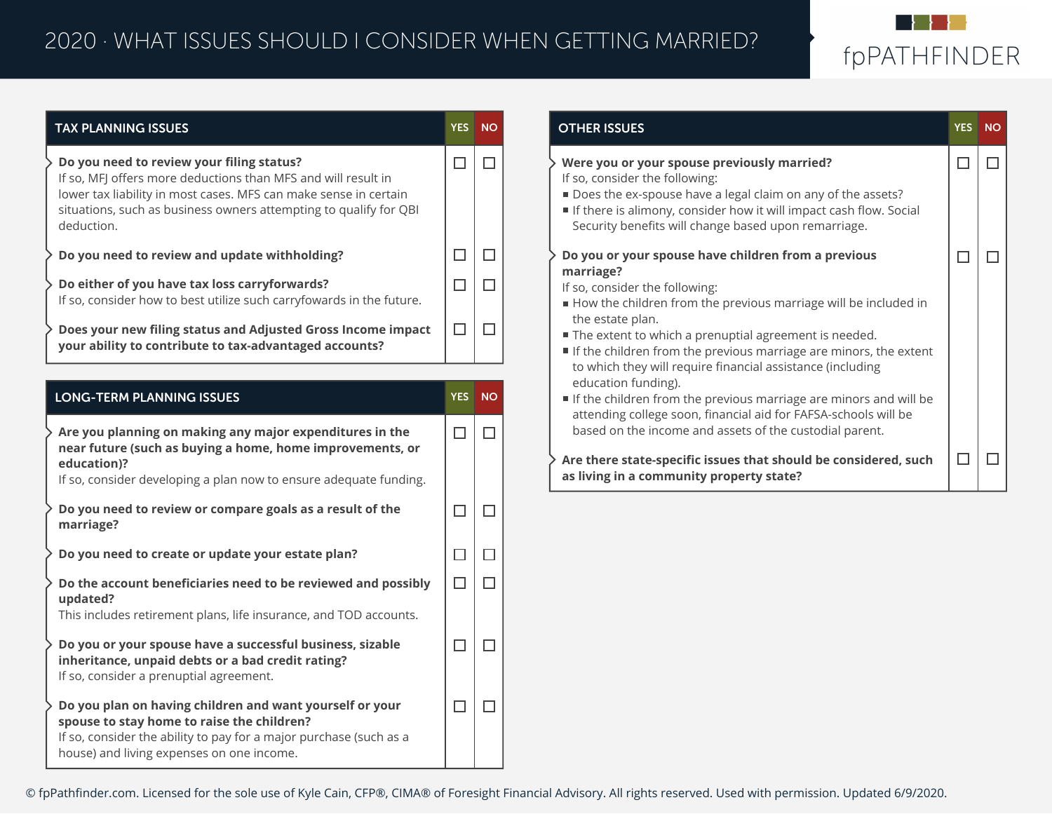# 2020 · WHAT ISSUES SHOULD I CONSIDER WHEN GETTING MARRIED?

fpPATHFINDER

| TAX PLANNING ISSUES | YES | NO |
|---|---|---|
| **Do you need to review your filing status?** If so, MFJ offers more deductions than MFS and will result in lower tax liability in most cases. MFS can make sense in certain situations, such as business owners attempting to qualify for QBI deduction. | ☐ | ☐ |
| **Do you need to review and update withholding?** | ☐ | ☐ |
| **Do either of you have tax loss carryforwards?** If so, consider how to best utilize such carryfowards in the future. | ☐ | ☐ |
| **Does your new filing status and Adjusted Gross Income impact your ability to contribute to tax-advantaged accounts?** | ☐ | ☐ |

| LONG-TERM PLANNING ISSUES | YES | NO |
|---|---|---|
| **Are you planning on making any major expenditures in the near future (such as buying a home, home improvements, or education)?** If so, consider developing a plan now to ensure adequate funding. | ☐ | ☐ |
| **Do you need to review or compare goals as a result of the marriage?** | ☐ | ☐ |
| **Do you need to create or update your estate plan?** | ☐ | ☐ |
| **Do the account beneficiaries need to be reviewed and possibly updated?** This includes retirement plans, life insurance, and TOD accounts. | ☐ | ☐ |
| **Do you or your spouse have a successful business, sizable inheritance, unpaid debts or a bad credit rating?** If so, consider a prenuptial agreement. | ☐ | ☐ |
| **Do you plan on having children and want yourself or your spouse to stay home to raise the children?** If so, consider the ability to pay for a major purchase (such as a house) and living expenses on one income. | ☐ | ☐ |

| OTHER ISSUES | YES | NO |
|---|---|---|
| **Were you or your spouse previously married?** If so, consider the following: ▪ Does the ex-spouse have a legal claim on any of the assets? ▪ If there is alimony, consider how it will impact cash flow. Social Security benefits will change based upon remarriage. | ☐ | ☐ |
| **Do you or your spouse have children from a previous marriage?** If so, consider the following: ▪ How the children from the previous marriage will be included in the estate plan. ▪ The extent to which a prenuptial agreement is needed. ▪ If the children from the previous marriage are minors, the extent to which they will require financial assistance (including education funding). ▪ If the children from the previous marriage are minors and will be attending college soon, financial aid for FAFSA-schools will be based on the income and assets of the custodial parent. | ☐ | ☐ |
| **Are there state-specific issues that should be considered, such as living in a community property state?** | ☐ | ☐ |

© fpPathfinder.com. Licensed for the sole use of Kyle Cain, CFP®, CIMA® of Foresight Financial Advisory. All rights reserved. Used with permission. Updated 6/9/2020.